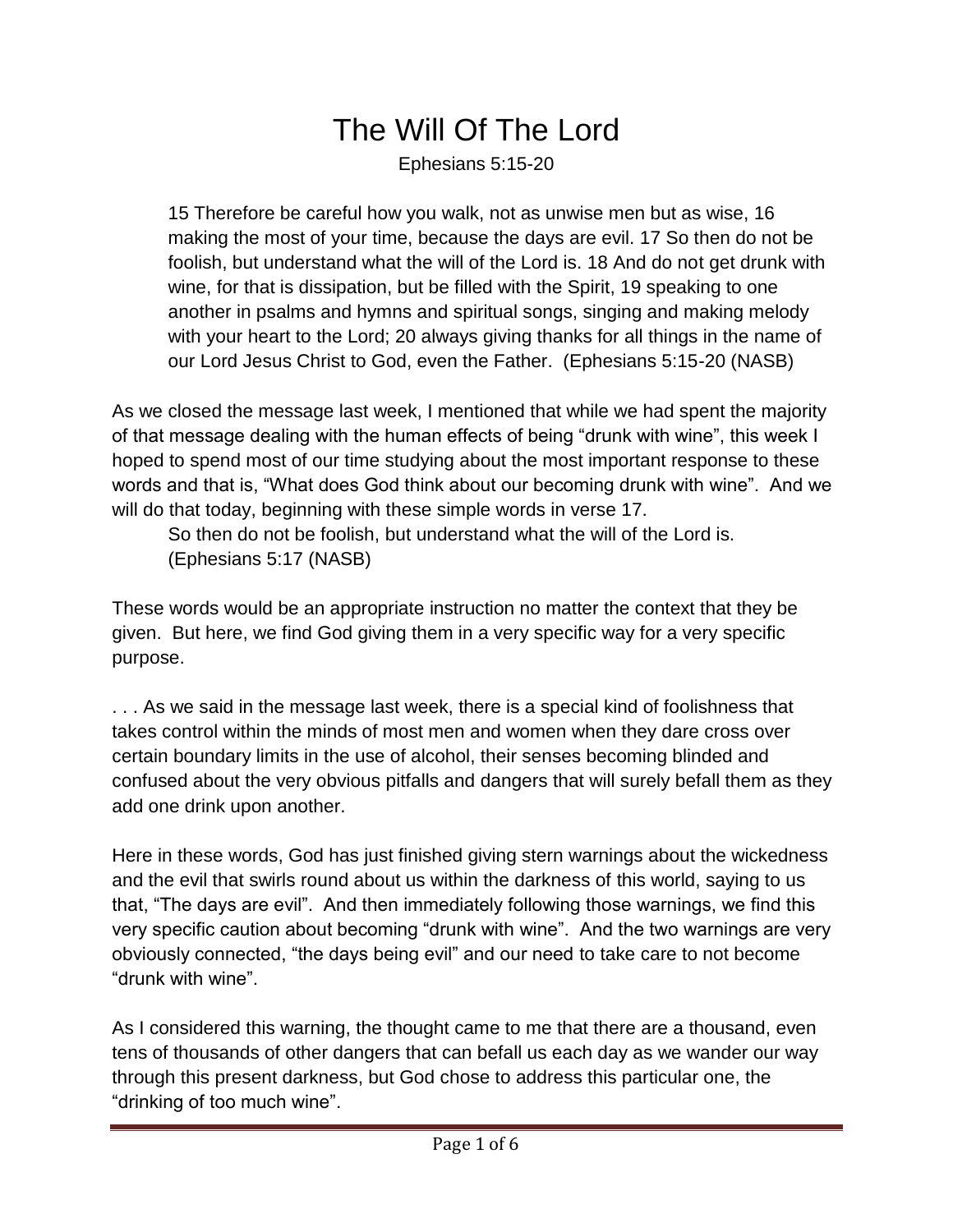# The Will Of The Lord

Ephesians 5:15-20

> 15 Therefore be careful how you walk, not as unwise men but as wise, 16 making the most of your time, because the days are evil. 17 So then do not be foolish, but understand what the will of the Lord is. 18 And do not get drunk with wine, for that is dissipation, but be filled with the Spirit, 19 speaking to one another in psalms and hymns and spiritual songs, singing and making melody with your heart to the Lord; 20 always giving thanks for all things in the name of our Lord Jesus Christ to God, even the Father. (Ephesians 5:15-20 (NASB)

As we closed the message last week, I mentioned that while we had spent the majority of that message dealing with the human effects of being "drunk with wine", this week I hoped to spend most of our time studying about the most important response to these words and that is, "What does God think about our becoming drunk with wine". And we will do that today, beginning with these simple words in verse 17.

> So then do not be foolish, but understand what the will of the Lord is. (Ephesians 5:17 (NASB)

These words would be an appropriate instruction no matter the context that they be given. But here, we find God giving them in a very specific way for a very specific purpose.

. . . As we said in the message last week, there is a special kind of foolishness that takes control within the minds of most men and women when they dare cross over certain boundary limits in the use of alcohol, their senses becoming blinded and confused about the very obvious pitfalls and dangers that will surely befall them as they add one drink upon another.

Here in these words, God has just finished giving stern warnings about the wickedness and the evil that swirls round about us within the darkness of this world, saying to us that, "The days are evil". And then immediately following those warnings, we find this very specific caution about becoming "drunk with wine". And the two warnings are very obviously connected, "the days being evil" and our need to take care to not become "drunk with wine".

As I considered this warning, the thought came to me that there are a thousand, even tens of thousands of other dangers that can befall us each day as we wander our way through this present darkness, but God chose to address this particular one, the "drinking of too much wine".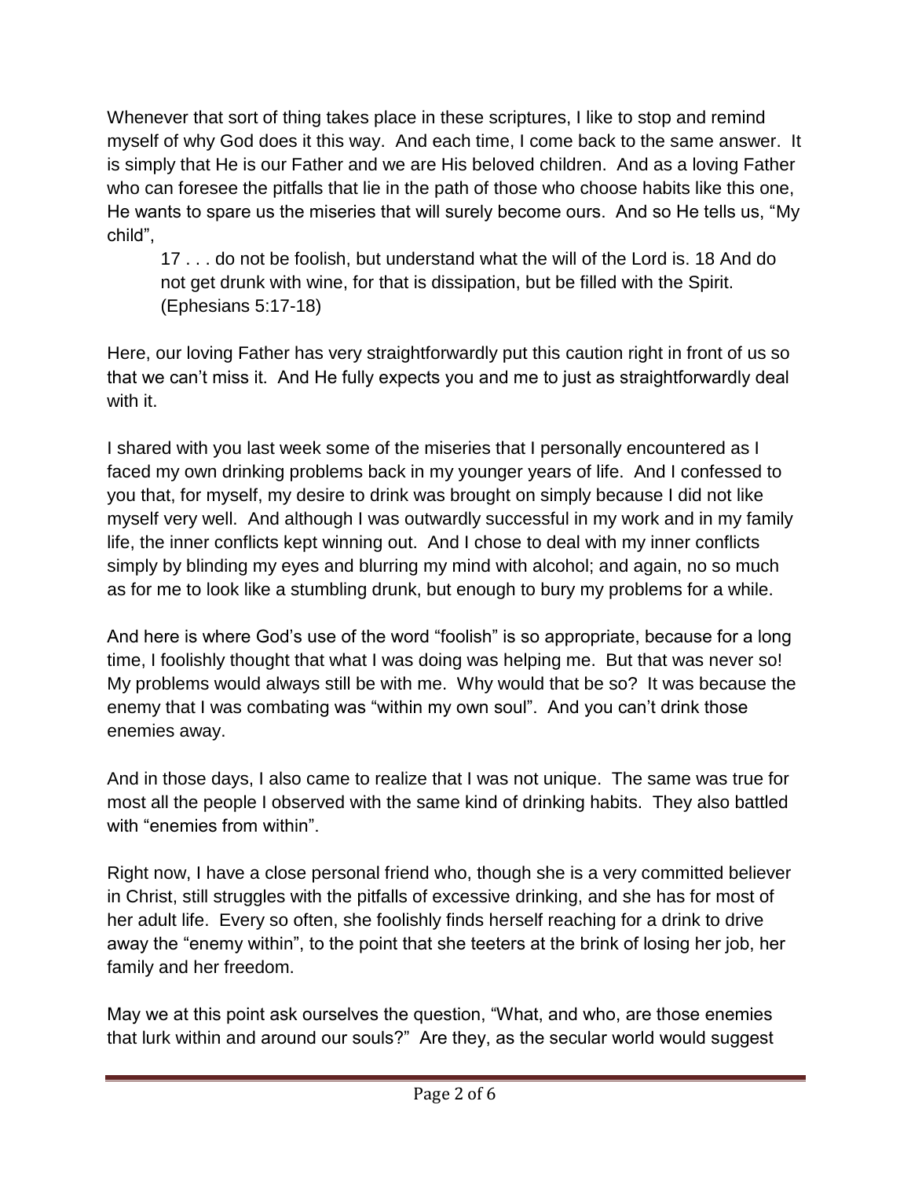Whenever that sort of thing takes place in these scriptures, I like to stop and remind myself of why God does it this way. And each time, I come back to the same answer. It is simply that He is our Father and we are His beloved children. And as a loving Father who can foresee the pitfalls that lie in the path of those who choose habits like this one, He wants to spare us the miseries that will surely become ours. And so He tells us, "My child",

> 17 . . . do not be foolish, but understand what the will of the Lord is. 18 And do not get drunk with wine, for that is dissipation, but be filled with the Spirit. (Ephesians 5:17-18)

Here, our loving Father has very straightforwardly put this caution right in front of us so that we can't miss it. And He fully expects you and me to just as straightforwardly deal with it.

I shared with you last week some of the miseries that I personally encountered as I faced my own drinking problems back in my younger years of life. And I confessed to you that, for myself, my desire to drink was brought on simply because I did not like myself very well. And although I was outwardly successful in my work and in my family life, the inner conflicts kept winning out. And I chose to deal with my inner conflicts simply by blinding my eyes and blurring my mind with alcohol; and again, no so much as for me to look like a stumbling drunk, but enough to bury my problems for a while.

And here is where God's use of the word "foolish" is so appropriate, because for a long time, I foolishly thought that what I was doing was helping me. But that was never so! My problems would always still be with me. Why would that be so? It was because the enemy that I was combating was "within my own soul". And you can't drink those enemies away.

And in those days, I also came to realize that I was not unique. The same was true for most all the people I observed with the same kind of drinking habits. They also battled with "enemies from within".

Right now, I have a close personal friend who, though she is a very committed believer in Christ, still struggles with the pitfalls of excessive drinking, and she has for most of her adult life. Every so often, she foolishly finds herself reaching for a drink to drive away the "enemy within", to the point that she teeters at the brink of losing her job, her family and her freedom.

May we at this point ask ourselves the question, "What, and who, are those enemies that lurk within and around our souls?" Are they, as the secular world would suggest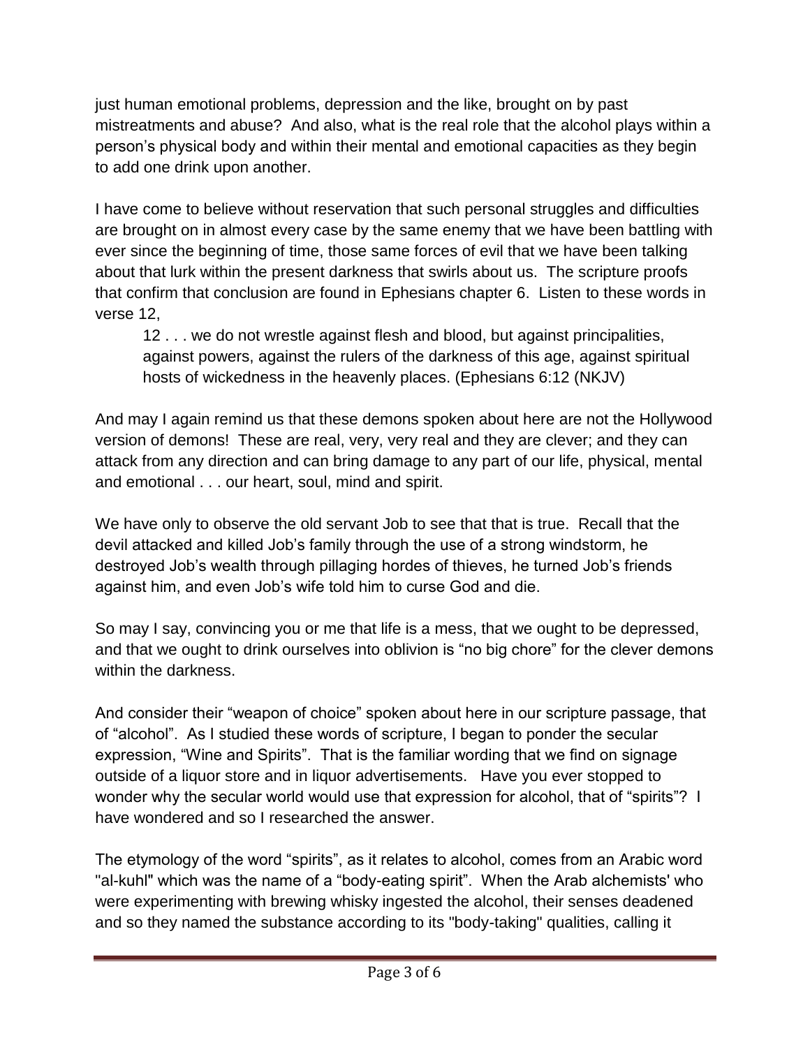just human emotional problems, depression and the like, brought on by past mistreatments and abuse? And also, what is the real role that the alcohol plays within a person's physical body and within their mental and emotional capacities as they begin to add one drink upon another.

I have come to believe without reservation that such personal struggles and difficulties are brought on in almost every case by the same enemy that we have been battling with ever since the beginning of time, those same forces of evil that we have been talking about that lurk within the present darkness that swirls about us. The scripture proofs that confirm that conclusion are found in Ephesians chapter 6. Listen to these words in verse 12,

> 12 . . . we do not wrestle against flesh and blood, but against principalities, against powers, against the rulers of the darkness of this age, against spiritual hosts of wickedness in the heavenly places. (Ephesians 6:12 (NKJV)

And may I again remind us that these demons spoken about here are not the Hollywood version of demons! These are real, very, very real and they are clever; and they can attack from any direction and can bring damage to any part of our life, physical, mental and emotional . . . our heart, soul, mind and spirit.

We have only to observe the old servant Job to see that that is true. Recall that the devil attacked and killed Job's family through the use of a strong windstorm, he destroyed Job's wealth through pillaging hordes of thieves, he turned Job's friends against him, and even Job's wife told him to curse God and die.

So may I say, convincing you or me that life is a mess, that we ought to be depressed, and that we ought to drink ourselves into oblivion is "no big chore" for the clever demons within the darkness.

And consider their "weapon of choice" spoken about here in our scripture passage, that of "alcohol". As I studied these words of scripture, I began to ponder the secular expression, "Wine and Spirits". That is the familiar wording that we find on signage outside of a liquor store and in liquor advertisements. Have you ever stopped to wonder why the secular world would use that expression for alcohol, that of "spirits"? I have wondered and so I researched the answer.

The etymology of the word "spirits", as it relates to alcohol, comes from an Arabic word "al-kuhl" which was the name of a "body-eating spirit". When the Arab alchemists' who were experimenting with brewing whisky ingested the alcohol, their senses deadened and so they named the substance according to its "body-taking" qualities, calling it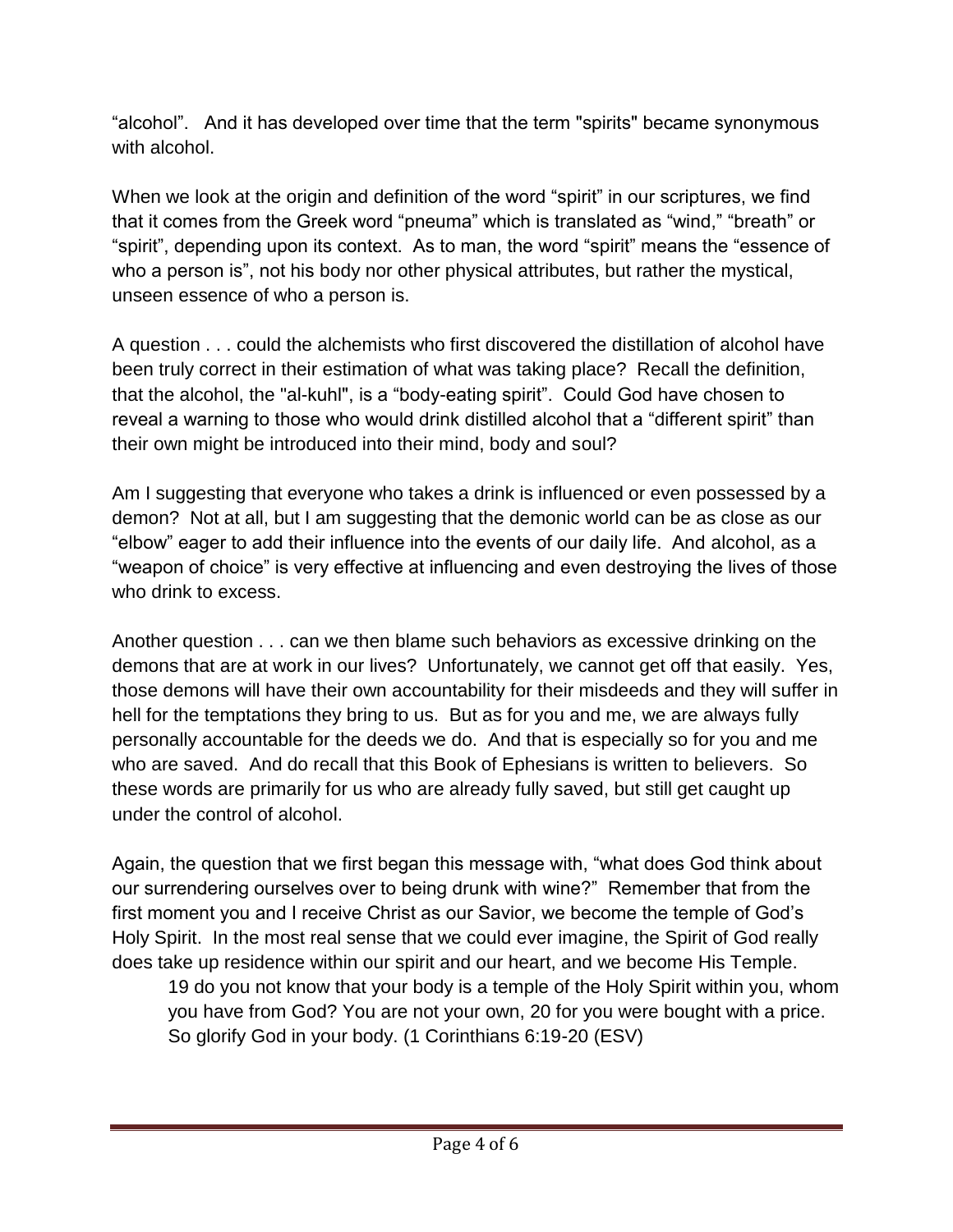“alcohol”. And it has developed over time that the term "spirits" became synonymous with alcohol.

When we look at the origin and definition of the word “spirit” in our scriptures, we find that it comes from the Greek word “pneuma” which is translated as “wind,” “breath” or “spirit”, depending upon its context. As to man, the word “spirit” means the “essence of who a person is”, not his body nor other physical attributes, but rather the mystical, unseen essence of who a person is.

A question . . . could the alchemists who first discovered the distillation of alcohol have been truly correct in their estimation of what was taking place? Recall the definition, that the alcohol, the "al-kuhl", is a “body-eating spirit”. Could God have chosen to reveal a warning to those who would drink distilled alcohol that a “different spirit” than their own might be introduced into their mind, body and soul?

Am I suggesting that everyone who takes a drink is influenced or even possessed by a demon? Not at all, but I am suggesting that the demonic world can be as close as our “elbow” eager to add their influence into the events of our daily life. And alcohol, as a “weapon of choice” is very effective at influencing and even destroying the lives of those who drink to excess.

Another question . . . can we then blame such behaviors as excessive drinking on the demons that are at work in our lives? Unfortunately, we cannot get off that easily. Yes, those demons will have their own accountability for their misdeeds and they will suffer in hell for the temptations they bring to us. But as for you and me, we are always fully personally accountable for the deeds we do. And that is especially so for you and me who are saved. And do recall that this Book of Ephesians is written to believers. So these words are primarily for us who are already fully saved, but still get caught up under the control of alcohol.

Again, the question that we first began this message with, “what does God think about our surrendering ourselves over to being drunk with wine?” Remember that from the first moment you and I receive Christ as our Savior, we become the temple of God’s Holy Spirit. In the most real sense that we could ever imagine, the Spirit of God really does take up residence within our spirit and our heart, and we become His Temple.

> 19 do you not know that your body is a temple of the Holy Spirit within you, whom you have from God? You are not your own, 20 for you were bought with a price. So glorify God in your body. (1 Corinthians 6:19-20 (ESV)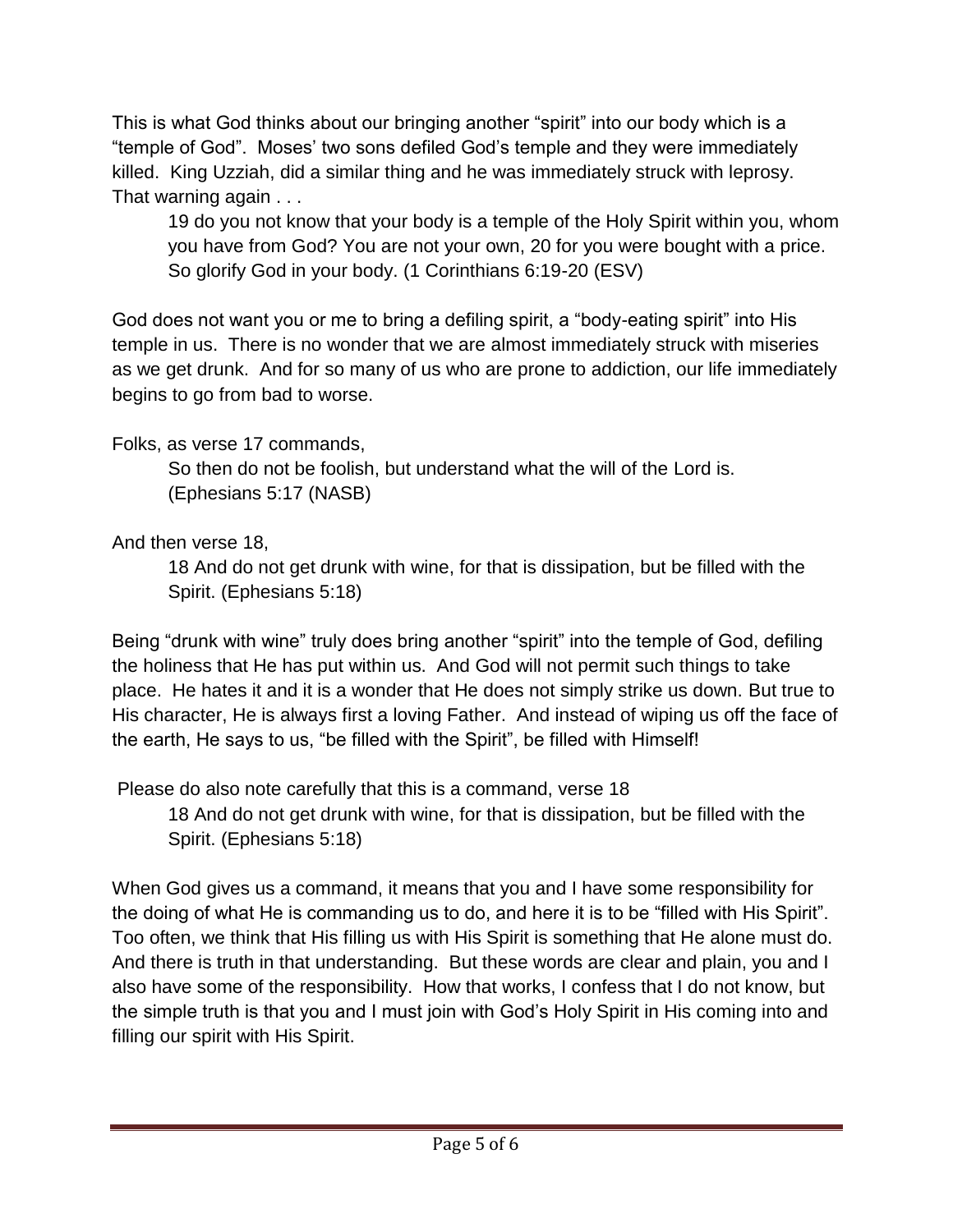This is what God thinks about our bringing another "spirit" into our body which is a "temple of God". Moses' two sons defiled God's temple and they were immediately killed. King Uzziah, did a similar thing and he was immediately struck with leprosy. That warning again . . .

> 19 do you not know that your body is a temple of the Holy Spirit within you, whom you have from God? You are not your own, 20 for you were bought with a price. So glorify God in your body. (1 Corinthians 6:19-20 (ESV)

God does not want you or me to bring a defiling spirit, a "body-eating spirit" into His temple in us. There is no wonder that we are almost immediately struck with miseries as we get drunk. And for so many of us who are prone to addiction, our life immediately begins to go from bad to worse.

Folks, as verse 17 commands,

> So then do not be foolish, but understand what the will of the Lord is. (Ephesians 5:17 (NASB)

And then verse 18,

> 18 And do not get drunk with wine, for that is dissipation, but be filled with the Spirit. (Ephesians 5:18)

Being "drunk with wine" truly does bring another "spirit" into the temple of God, defiling the holiness that He has put within us. And God will not permit such things to take place. He hates it and it is a wonder that He does not simply strike us down. But true to His character, He is always first a loving Father. And instead of wiping us off the face of the earth, He says to us, "be filled with the Spirit", be filled with Himself!

Please do also note carefully that this is a command, verse 18

> 18 And do not get drunk with wine, for that is dissipation, but be filled with the Spirit. (Ephesians 5:18)

When God gives us a command, it means that you and I have some responsibility for the doing of what He is commanding us to do, and here it is to be "filled with His Spirit". Too often, we think that His filling us with His Spirit is something that He alone must do. And there is truth in that understanding. But these words are clear and plain, you and I also have some of the responsibility. How that works, I confess that I do not know, but the simple truth is that you and I must join with God's Holy Spirit in His coming into and filling our spirit with His Spirit.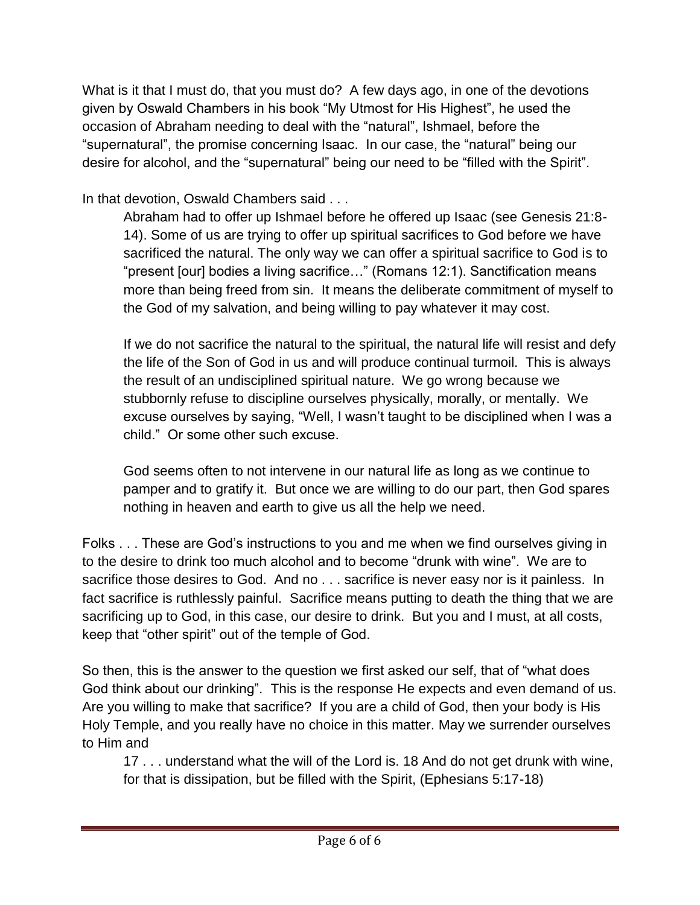What is it that I must do, that you must do? A few days ago, in one of the devotions given by Oswald Chambers in his book "My Utmost for His Highest", he used the occasion of Abraham needing to deal with the "natural", Ishmael, before the "supernatural", the promise concerning Isaac. In our case, the "natural" being our desire for alcohol, and the "supernatural" being our need to be "filled with the Spirit".

In that devotion, Oswald Chambers said . . .

> Abraham had to offer up Ishmael before he offered up Isaac (see Genesis 21:8-14). Some of us are trying to offer up spiritual sacrifices to God before we have sacrificed the natural. The only way we can offer a spiritual sacrifice to God is to "present [our] bodies a living sacrifice…" (Romans 12:1). Sanctification means more than being freed from sin. It means the deliberate commitment of myself to the God of my salvation, and being willing to pay whatever it may cost.
>
> If we do not sacrifice the natural to the spiritual, the natural life will resist and defy the life of the Son of God in us and will produce continual turmoil. This is always the result of an undisciplined spiritual nature. We go wrong because we stubbornly refuse to discipline ourselves physically, morally, or mentally. We excuse ourselves by saying, "Well, I wasn't taught to be disciplined when I was a child." Or some other such excuse.
>
> God seems often to not intervene in our natural life as long as we continue to pamper and to gratify it. But once we are willing to do our part, then God spares nothing in heaven and earth to give us all the help we need.

Folks . . . These are God's instructions to you and me when we find ourselves giving in to the desire to drink too much alcohol and to become "drunk with wine". We are to sacrifice those desires to God. And no . . . sacrifice is never easy nor is it painless. In fact sacrifice is ruthlessly painful. Sacrifice means putting to death the thing that we are sacrificing up to God, in this case, our desire to drink. But you and I must, at all costs, keep that "other spirit" out of the temple of God.

So then, this is the answer to the question we first asked our self, that of "what does God think about our drinking". This is the response He expects and even demand of us. Are you willing to make that sacrifice? If you are a child of God, then your body is His Holy Temple, and you really have no choice in this matter. May we surrender ourselves to Him and

> 17 . . . understand what the will of the Lord is. 18 And do not get drunk with wine, for that is dissipation, but be filled with the Spirit, (Ephesians 5:17-18)